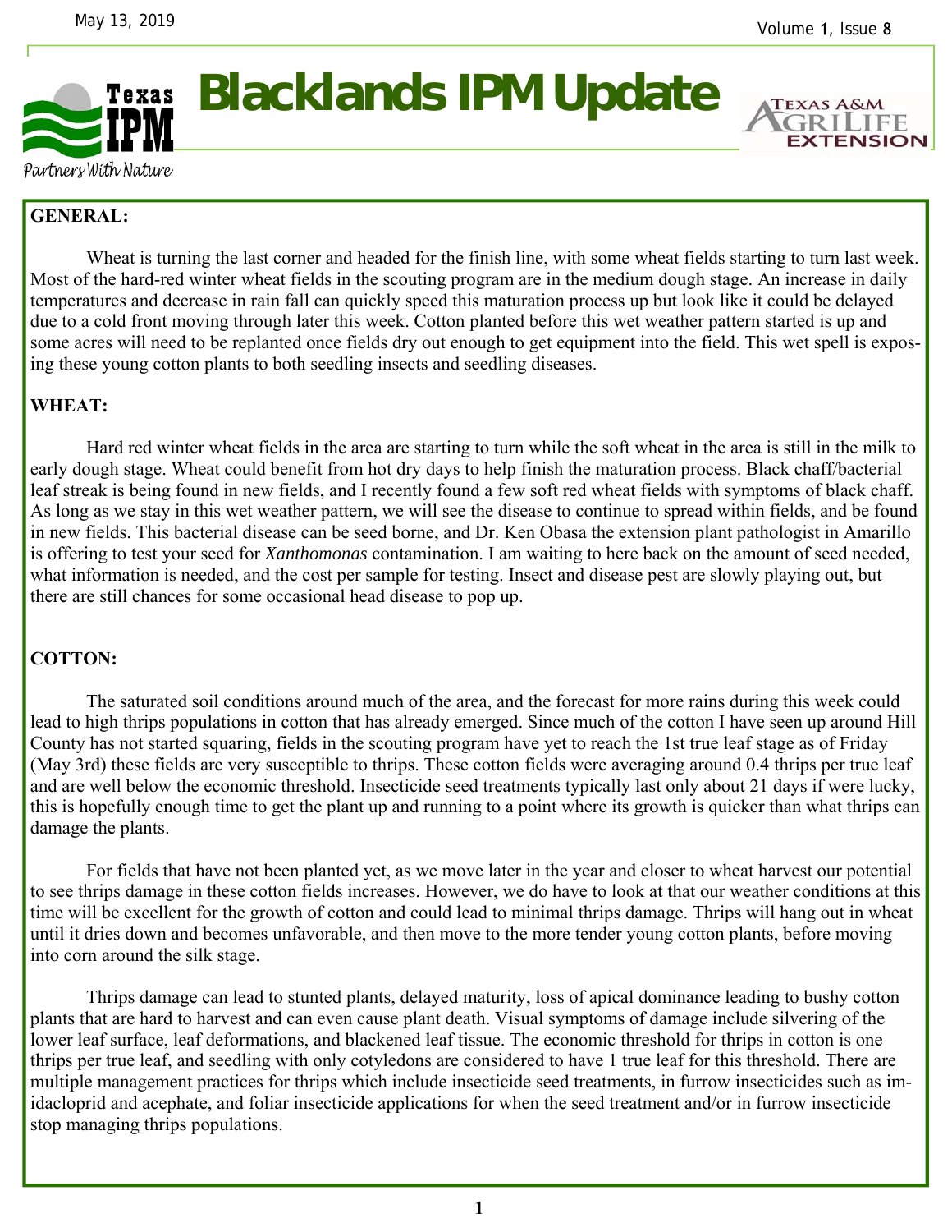# Blacklands IPM Update

Texas IPM — Partners With Nature

Texas A&M AgriLife Extension

May 13, 2019

## GENERAL:

Wheat is turning the last corner and headed for the finish line, with some wheat fields starting to turn last week. Most of the hard-red winter wheat fields in the scouting program are in the medium dough stage. An increase in daily temperatures and decrease in rain fall can quickly speed this maturation process up but look like it could be delayed due to a cold front moving through later this week. Cotton planted before this wet weather pattern started is up and some acres will need to be replanted once fields dry out enough to get equipment into the field. This wet spell is exposing these young cotton plants to both seedling insects and seedling diseases.

## WHEAT:

Hard red winter wheat fields in the area are starting to turn while the soft wheat in the area is still in the milk to early dough stage. Wheat could benefit from hot dry days to help finish the maturation process. Black chaff/bacterial leaf streak is being found in new fields, and I recently found a few soft red wheat fields with symptoms of black chaff. As long as we stay in this wet weather pattern, we will see the disease to continue to spread within fields, and be found in new fields. This bacterial disease can be seed borne, and Dr. Ken Obasa the extension plant pathologist in Amarillo is offering to test your seed for *Xanthomonas* contamination. I am waiting to here back on the amount of seed needed, what information is needed, and the cost per sample for testing. Insect and disease pest are slowly playing out, but there are still chances for some occasional head disease to pop up.

## COTTON:

The saturated soil conditions around much of the area, and the forecast for more rains during this week could lead to high thrips populations in cotton that has already emerged. Since much of the cotton I have seen up around Hill County has not started squaring, fields in the scouting program have yet to reach the 1st true leaf stage as of Friday (May 3rd) these fields are very susceptible to thrips. These cotton fields were averaging around 0.4 thrips per true leaf and are well below the economic threshold. Insecticide seed treatments typically last only about 21 days if were lucky, this is hopefully enough time to get the plant up and running to a point where its growth is quicker than what thrips can damage the plants.

For fields that have not been planted yet, as we move later in the year and closer to wheat harvest our potential to see thrips damage in these cotton fields increases. However, we do have to look at that our weather conditions at this time will be excellent for the growth of cotton and could lead to minimal thrips damage. Thrips will hang out in wheat until it dries down and becomes unfavorable, and then move to the more tender young cotton plants, before moving into corn around the silk stage.

Thrips damage can lead to stunted plants, delayed maturity, loss of apical dominance leading to bushy cotton plants that are hard to harvest and can even cause plant death. Visual symptoms of damage include silvering of the lower leaf surface, leaf deformations, and blackened leaf tissue. The economic threshold for thrips in cotton is one thrips per true leaf, and seedling with only cotyledons are considered to have 1 true leaf for this threshold. There are multiple management practices for thrips which include insecticide seed treatments, in furrow insecticides such as imidacloprid and acephate, and foliar insecticide applications for when the seed treatment and/or in furrow insecticide stop managing thrips populations.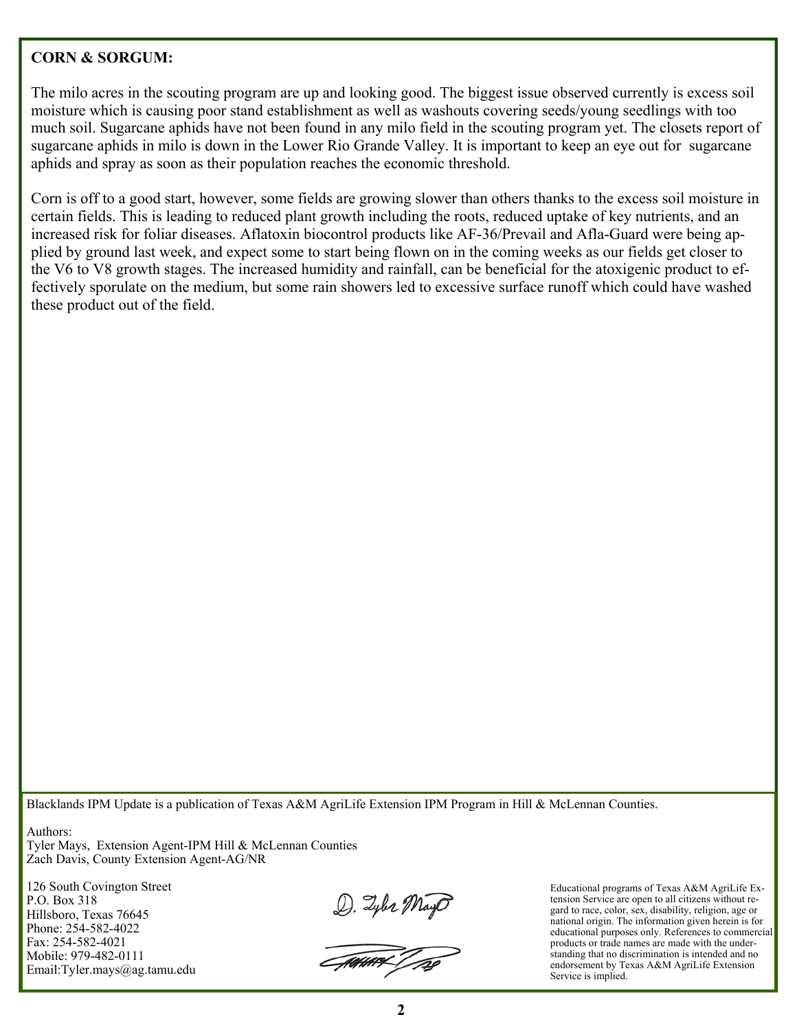**CORN & SORGUM:**

The milo acres in the scouting program are up and looking good. The biggest issue observed currently is excess soil moisture which is causing poor stand establishment as well as washouts covering seeds/young seedlings with too much soil. Sugarcane aphids have not been found in any milo field in the scouting program yet. The closets report of sugarcane aphids in milo is down in the Lower Rio Grande Valley. It is important to keep an eye out for sugarcane aphids and spray as soon as their population reaches the economic threshold.

Corn is off to a good start, however, some fields are growing slower than others thanks to the excess soil moisture in certain fields. This is leading to reduced plant growth including the roots, reduced uptake of key nutrients, and an increased risk for foliar diseases. Aflatoxin biocontrol products like AF-36/Prevail and Afla-Guard were being applied by ground last week, and expect some to start being flown on in the coming weeks as our fields get closer to the V6 to V8 growth stages. The increased humidity and rainfall, can be beneficial for the atoxigenic product to effectively sporulate on the medium, but some rain showers led to excessive surface runoff which could have washed these product out of the field.

Blacklands IPM Update is a publication of Texas A&M AgriLife Extension IPM Program in Hill & McLennan Counties.

Authors:
Tyler Mays, Extension Agent-IPM Hill & McLennan Counties
Zach Davis, County Extension Agent-AG/NR

126 South Covington Street
P.O. Box 318
Hillsboro, Texas 76645
Phone: 254-582-4022
Fax: 254-582-4021
Mobile: 979-482-0111
Email:Tyler.mays@ag.tamu.edu

Educational programs of Texas A&M AgriLife Extension Service are open to all citizens without regard to race, color, sex, disability, religion, age or national origin. The information given herein is for educational purposes only. References to commercial products or trade names are made with the understanding that no discrimination is intended and no endorsement by Texas A&M AgriLife Extension Service is implied.